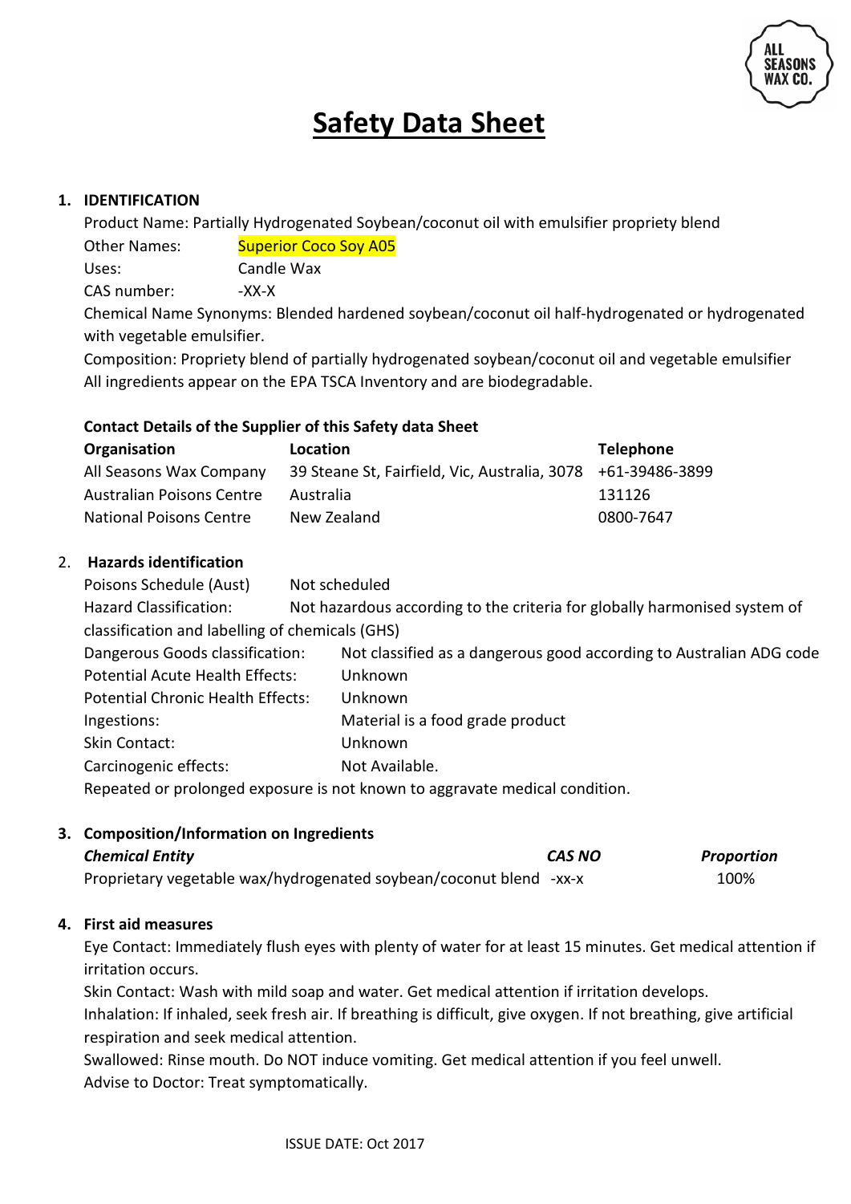# Safety Data Sheet

## 1. IDENTIFICATION

Product Name: Partially Hydrogenated Soybean/coconut oil with emulsifier propriety blend

Other Names: Superior Coco Soy A05

Uses: Candle Wax

CAS number: -XX-X

Chemical Name Synonyms: Blended hardened soybean/coconut oil half-hydrogenated or hydrogenated with vegetable emulsifier.

Composition: Propriety blend of partially hydrogenated soybean/coconut oil and vegetable emulsifier

All ingredients appear on the EPA TSCA Inventory and are biodegradable.

### Contact Details of the Supplier of this Safety data Sheet

| Organisation | Location | Telephone |
|---|---|---|
| All Seasons Wax Company | 39 Steane St, Fairfield, Vic, Australia, 3078 | +61-39486-3899 |
| Australian Poisons Centre | Australia | 131126 |
| National Poisons Centre | New Zealand | 0800-7647 |

## 2. Hazards identification

Poisons Schedule (Aust): Not scheduled

Hazard Classification: Not hazardous according to the criteria for globally harmonised system of classification and labelling of chemicals (GHS)

Dangerous Goods classification: Not classified as a dangerous good according to Australian ADG code

Potential Acute Health Effects: Unknown

Potential Chronic Health Effects: Unknown

Ingestions: Material is a food grade product

Skin Contact: Unknown

Carcinogenic effects: Not Available.

Repeated or prolonged exposure is not known to aggravate medical condition.

## 3. Composition/Information on Ingredients

| *Chemical Entity* | *CAS NO* | *Proportion* |
|---|---|---|
| Proprietary vegetable wax/hydrogenated soybean/coconut blend | -xx-x | 100% |

## 4. First aid measures

Eye Contact: Immediately flush eyes with plenty of water for at least 15 minutes. Get medical attention if irritation occurs.

Skin Contact: Wash with mild soap and water. Get medical attention if irritation develops.

Inhalation: If inhaled, seek fresh air. If breathing is difficult, give oxygen. If not breathing, give artificial respiration and seek medical attention.

Swallowed: Rinse mouth. Do NOT induce vomiting. Get medical attention if you feel unwell.

Advise to Doctor: Treat symptomatically.

ISSUE DATE: Oct 2017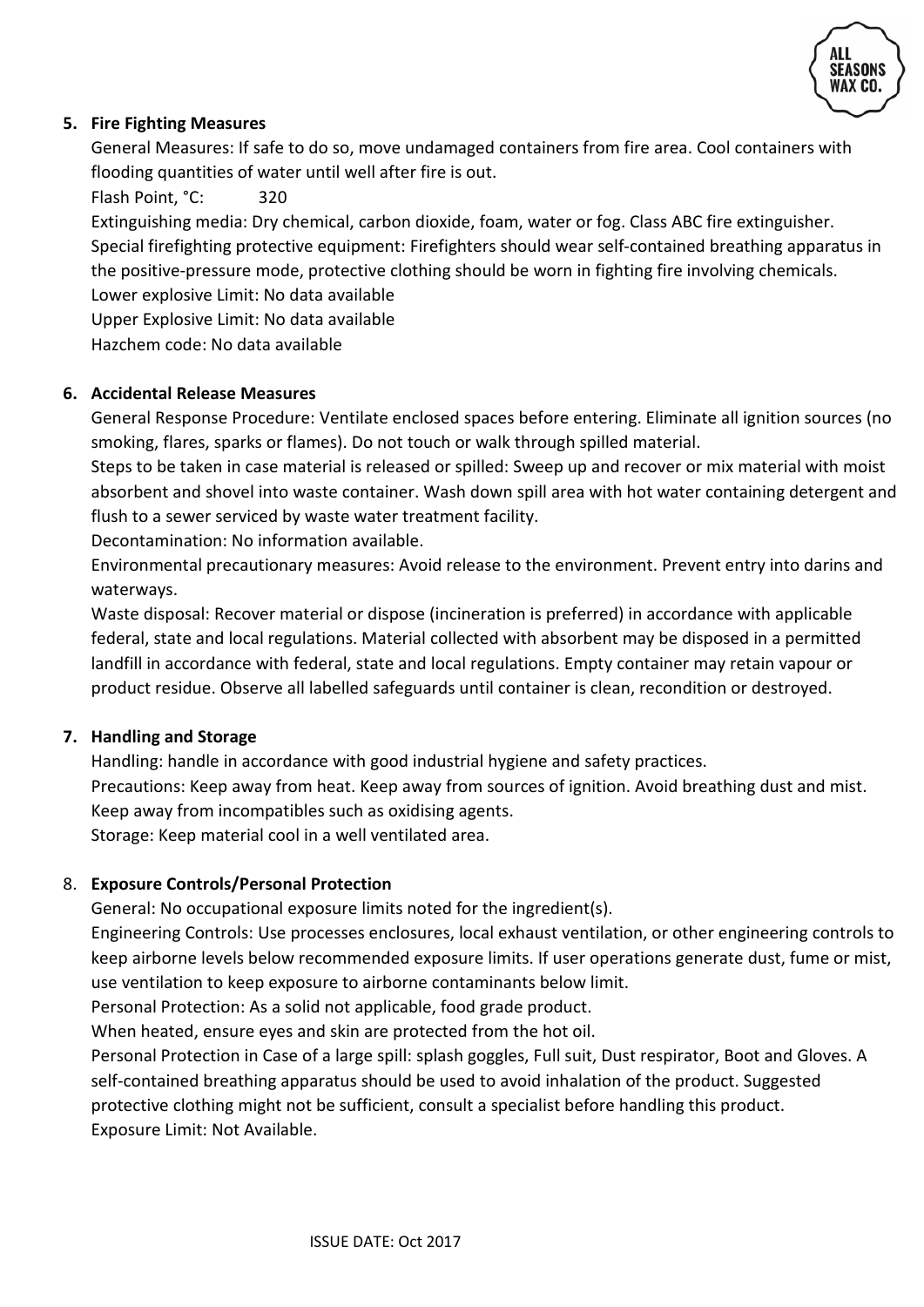## 5. Fire Fighting Measures

General Measures: If safe to do so, move undamaged containers from fire area. Cool containers with flooding quantities of water until well after fire is out.

Flash Point, °C: 320

Extinguishing media: Dry chemical, carbon dioxide, foam, water or fog. Class ABC fire extinguisher.

Special firefighting protective equipment: Firefighters should wear self-contained breathing apparatus in the positive-pressure mode, protective clothing should be worn in fighting fire involving chemicals.

Lower explosive Limit: No data available

Upper Explosive Limit: No data available

Hazchem code: No data available

## 6. Accidental Release Measures

General Response Procedure: Ventilate enclosed spaces before entering. Eliminate all ignition sources (no smoking, flares, sparks or flames). Do not touch or walk through spilled material.

Steps to be taken in case material is released or spilled: Sweep up and recover or mix material with moist absorbent and shovel into waste container. Wash down spill area with hot water containing detergent and flush to a sewer serviced by waste water treatment facility.

Decontamination: No information available.

Environmental precautionary measures: Avoid release to the environment. Prevent entry into darins and waterways.

Waste disposal: Recover material or dispose (incineration is preferred) in accordance with applicable federal, state and local regulations. Material collected with absorbent may be disposed in a permitted landfill in accordance with federal, state and local regulations. Empty container may retain vapour or product residue. Observe all labelled safeguards until container is clean, recondition or destroyed.

## 7. Handling and Storage

Handling: handle in accordance with good industrial hygiene and safety practices.

Precautions: Keep away from heat. Keep away from sources of ignition. Avoid breathing dust and mist. Keep away from incompatibles such as oxidising agents.

Storage: Keep material cool in a well ventilated area.

## 8. Exposure Controls/Personal Protection

General: No occupational exposure limits noted for the ingredient(s).

Engineering Controls: Use processes enclosures, local exhaust ventilation, or other engineering controls to keep airborne levels below recommended exposure limits. If user operations generate dust, fume or mist, use ventilation to keep exposure to airborne contaminants below limit.

Personal Protection: As a solid not applicable, food grade product.

When heated, ensure eyes and skin are protected from the hot oil.

Personal Protection in Case of a large spill: splash goggles, Full suit, Dust respirator, Boot and Gloves. A self-contained breathing apparatus should be used to avoid inhalation of the product. Suggested protective clothing might not be sufficient, consult a specialist before handling this product.

Exposure Limit: Not Available.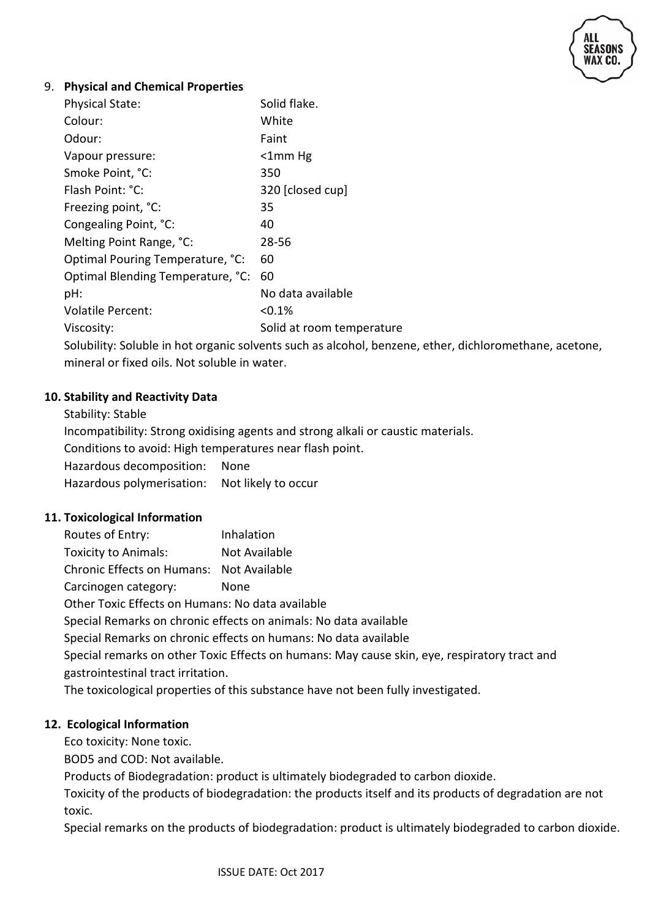## 9. Physical and Chemical Properties

| Property | Value |
|---|---|
| Physical State: | Solid flake. |
| Colour: | White |
| Odour: | Faint |
| Vapour pressure: | <1mm Hg |
| Smoke Point, °C: | 350 |
| Flash Point: °C: | 320 [closed cup] |
| Freezing point, °C: | 35 |
| Congealing Point, °C: | 40 |
| Melting Point Range, °C: | 28-56 |
| Optimal Pouring Temperature, °C: | 60 |
| Optimal Blending Temperature, °C: | 60 |
| pH: | No data available |
| Volatile Percent: | <0.1% |
| Viscosity: | Solid at room temperature |

Solubility: Soluble in hot organic solvents such as alcohol, benzene, ether, dichloromethane, acetone, mineral or fixed oils. Not soluble in water.

## 10. Stability and Reactivity Data

Stability: Stable

Incompatibility: Strong oxidising agents and strong alkali or caustic materials.

Conditions to avoid: High temperatures near flash point.

Hazardous decomposition: None

Hazardous polymerisation: Not likely to occur

## 11. Toxicological Information

Routes of Entry: Inhalation

Toxicity to Animals: Not Available

Chronic Effects on Humans: Not Available

Carcinogen category: None

Other Toxic Effects on Humans: No data available

Special Remarks on chronic effects on animals: No data available

Special Remarks on chronic effects on humans: No data available

Special remarks on other Toxic Effects on humans: May cause skin, eye, respiratory tract and gastrointestinal tract irritation.

The toxicological properties of this substance have not been fully investigated.

## 12. Ecological Information

Eco toxicity: None toxic.

BOD5 and COD: Not available.

Products of Biodegradation: product is ultimately biodegraded to carbon dioxide.

Toxicity of the products of biodegradation: the products itself and its products of degradation are not toxic.

Special remarks on the products of biodegradation: product is ultimately biodegraded to carbon dioxide.

ISSUE DATE: Oct 2017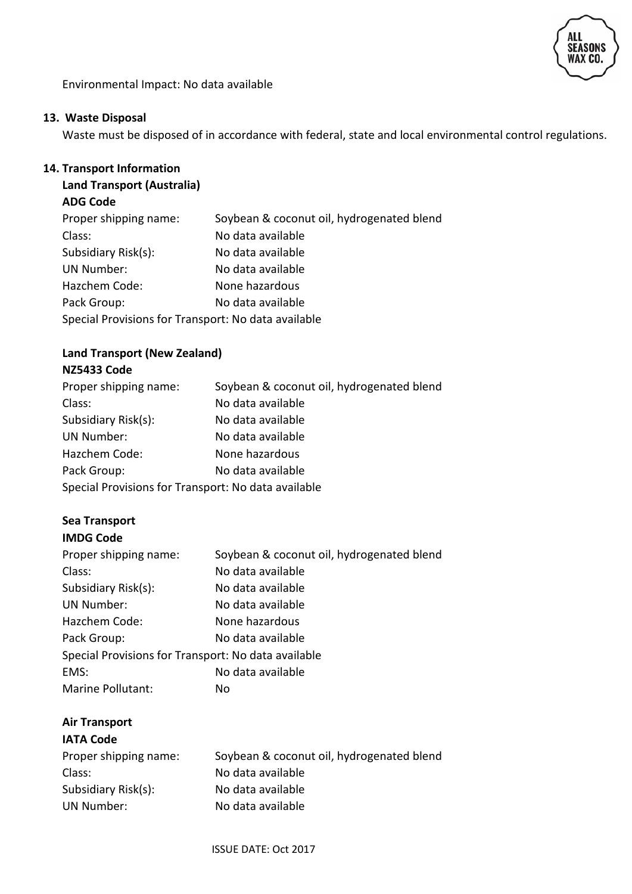Environmental Impact: No data available

## 13. Waste Disposal

Waste must be disposed of in accordance with federal, state and local environmental control regulations.

## 14. Transport Information

### Land Transport (Australia)

**ADG Code**

| | |
|---|---|
| Proper shipping name: | Soybean & coconut oil, hydrogenated blend |
| Class: | No data available |
| Subsidiary Risk(s): | No data available |
| UN Number: | No data available |
| Hazchem Code: | None hazardous |
| Pack Group: | No data available |

Special Provisions for Transport: No data available

### Land Transport (New Zealand)

**NZ5433 Code**

| | |
|---|---|
| Proper shipping name: | Soybean & coconut oil, hydrogenated blend |
| Class: | No data available |
| Subsidiary Risk(s): | No data available |
| UN Number: | No data available |
| Hazchem Code: | None hazardous |
| Pack Group: | No data available |

Special Provisions for Transport: No data available

### Sea Transport

**IMDG Code**

| | |
|---|---|
| Proper shipping name: | Soybean & coconut oil, hydrogenated blend |
| Class: | No data available |
| Subsidiary Risk(s): | No data available |
| UN Number: | No data available |
| Hazchem Code: | None hazardous |
| Pack Group: | No data available |

Special Provisions for Transport: No data available

| | |
|---|---|
| EMS: | No data available |
| Marine Pollutant: | No |

### Air Transport

**IATA Code**

| | |
|---|---|
| Proper shipping name: | Soybean & coconut oil, hydrogenated blend |
| Class: | No data available |
| Subsidiary Risk(s): | No data available |
| UN Number: | No data available |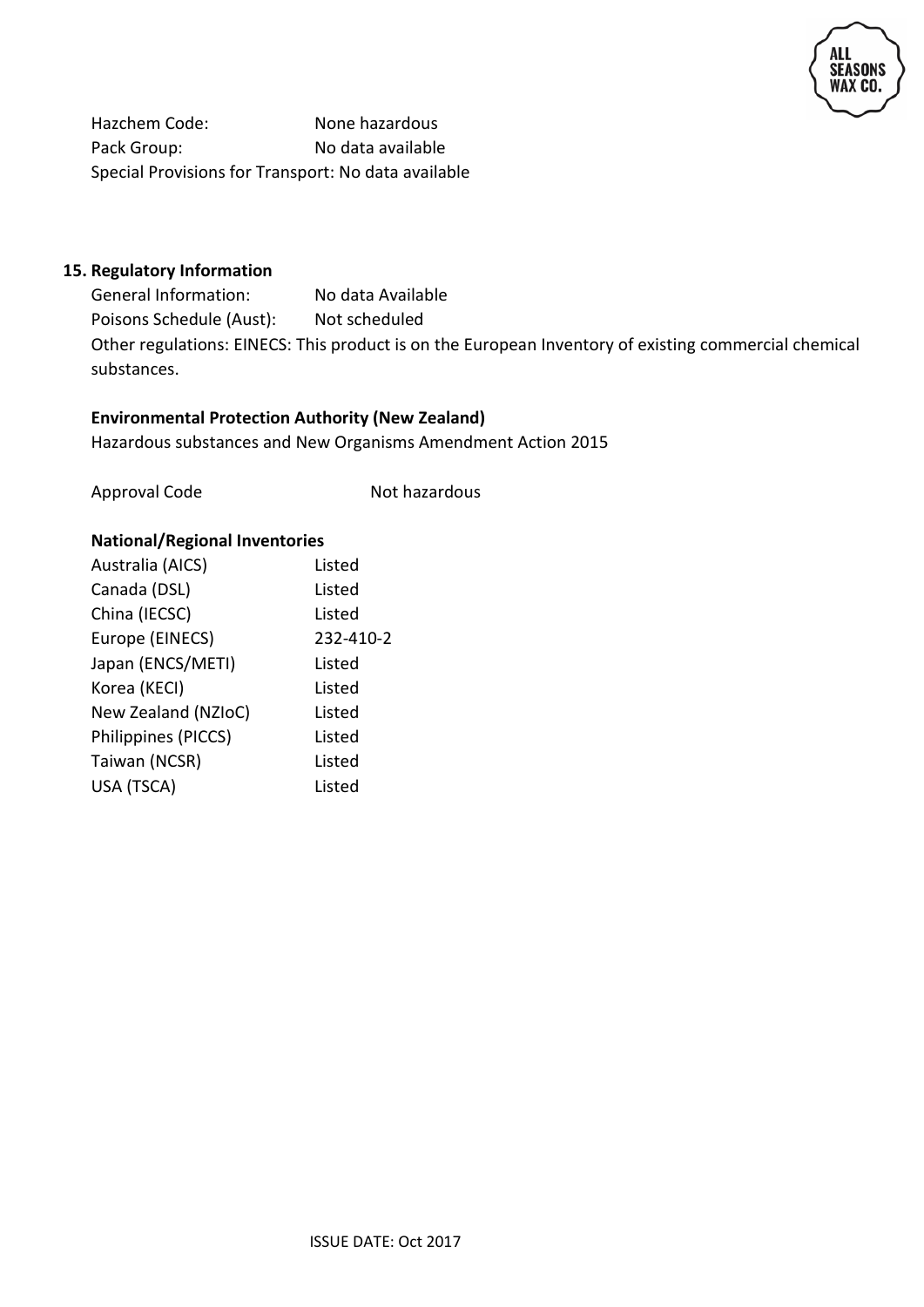Hazchem Code: None hazardous
Pack Group: No data available
Special Provisions for Transport: No data available

## 15. Regulatory Information

General Information: No data Available
Poisons Schedule (Aust): Not scheduled
Other regulations: EINECS: This product is on the European Inventory of existing commercial chemical substances.

### Environmental Protection Authority (New Zealand)

Hazardous substances and New Organisms Amendment Action 2015

Approval Code Not hazardous

### National/Regional Inventories

| | |
|---|---|
| Australia (AICS) | Listed |
| Canada (DSL) | Listed |
| China (IECSC) | Listed |
| Europe (EINECS) | 232-410-2 |
| Japan (ENCS/METI) | Listed |
| Korea (KECI) | Listed |
| New Zealand (NZIoC) | Listed |
| Philippines (PICCS) | Listed |
| Taiwan (NCSR) | Listed |
| USA (TSCA) | Listed |

ISSUE DATE: Oct 2017